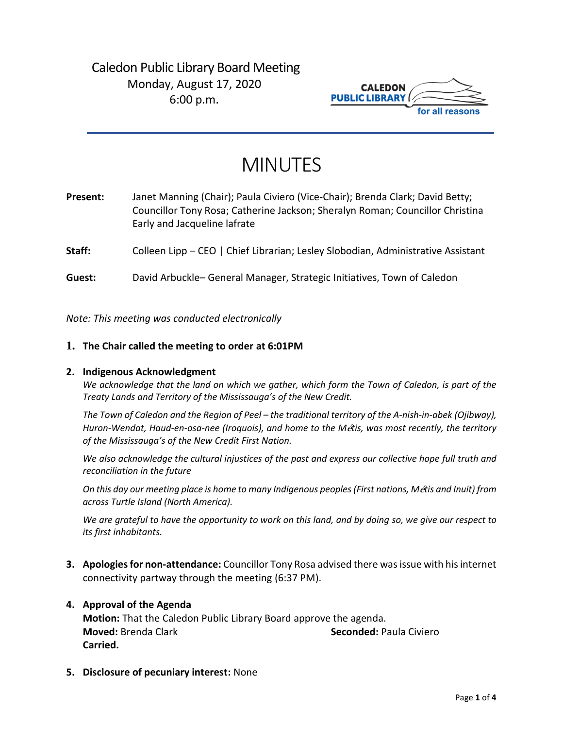# Caledon Public Library Board Meeting

Monday, August 17, 2020
6:00 p.m.

CALEDON PUBLIC LIBRARY for all reasons

# MINUTES

**Present:** Janet Manning (Chair); Paula Civiero (Vice-Chair); Brenda Clark; David Betty; Councillor Tony Rosa; Catherine Jackson; Sheralyn Roman; Councillor Christina Early and Jacqueline lafrate

**Staff:** Colleen Lipp – CEO | Chief Librarian; Lesley Slobodian, Administrative Assistant

**Guest:** David Arbuckle– General Manager, Strategic Initiatives, Town of Caledon

*Note: This meeting was conducted electronically*

1. **The Chair called the meeting to order at 6:01PM**

2. **Indigenous Acknowledgment**

   *We acknowledge that the land on which we gather, which form the Town of Caledon, is part of the Treaty Lands and Territory of the Mississauga's of the New Credit.*

   *The Town of Caledon and the Region of Peel – the traditional territory of the A-nish-in-abek (Ojibway), Huron-Wendat, Haud-en-osa-nee (Iroquois), and home to the Métis, was most recently, the territory of the Mississauga's of the New Credit First Nation.*

   *We also acknowledge the cultural injustices of the past and express our collective hope full truth and reconciliation in the future*

   *On this day our meeting place is home to many Indigenous peoples (First nations, Métis and Inuit) from across Turtle Island (North America).*

   *We are grateful to have the opportunity to work on this land, and by doing so, we give our respect to its first inhabitants.*

3. **Apologies for non-attendance:** Councillor Tony Rosa advised there was issue with his internet connectivity partway through the meeting (6:37 PM).

4. **Approval of the Agenda**

   **Motion:** That the Caledon Public Library Board approve the agenda.
   **Moved:** Brenda Clark **Seconded:** Paula Civiero
   **Carried.**

5. **Disclosure of pecuniary interest:** None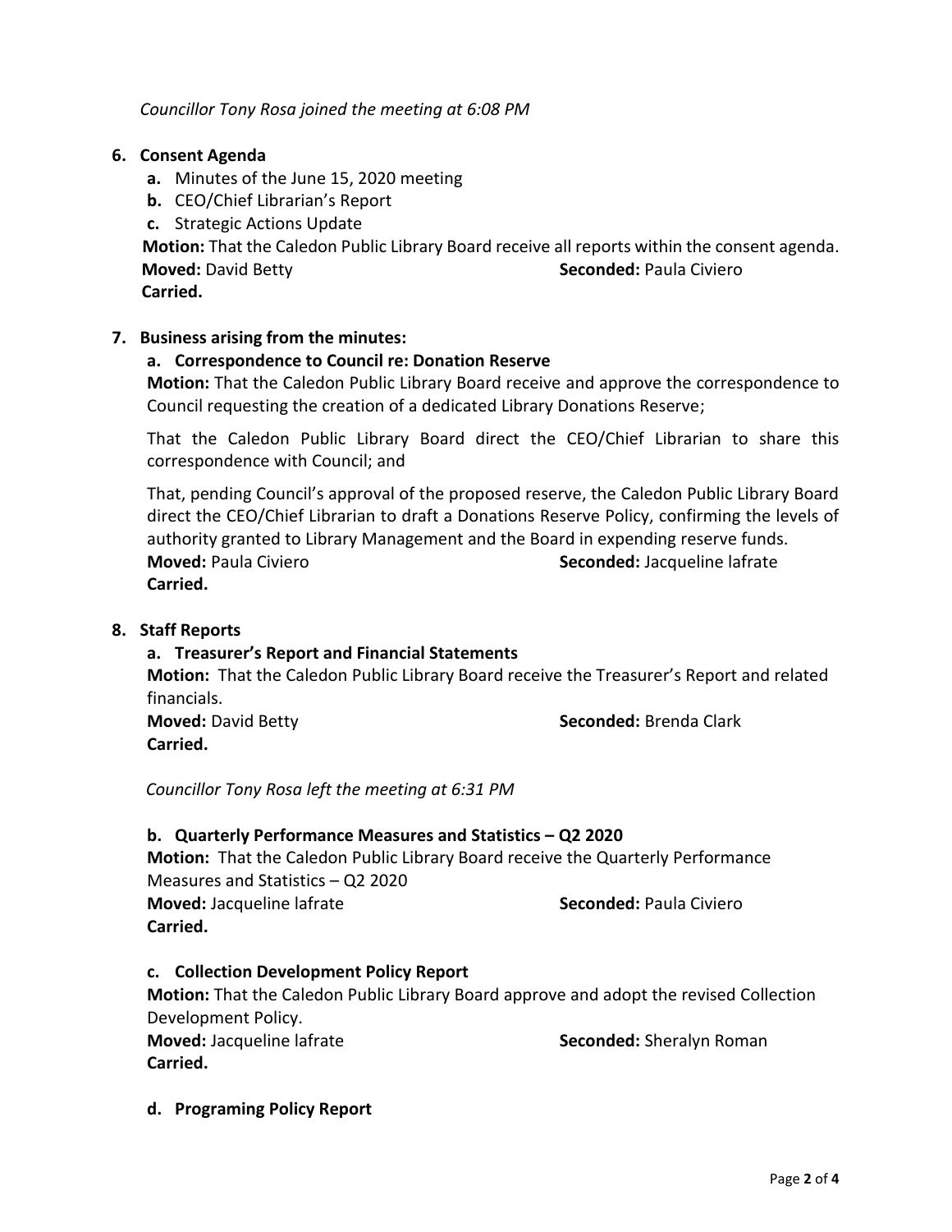*Councillor Tony Rosa joined the meeting at 6:08 PM*

**6. Consent Agenda**

- **a.** Minutes of the June 15, 2020 meeting
- **b.** CEO/Chief Librarian's Report
- **c.** Strategic Actions Update

**Motion:** That the Caledon Public Library Board receive all reports within the consent agenda.
**Moved:** David Betty **Seconded:** Paula Civiero
**Carried.**

**7. Business arising from the minutes:**

**a. Correspondence to Council re: Donation Reserve**

**Motion:** That the Caledon Public Library Board receive and approve the correspondence to Council requesting the creation of a dedicated Library Donations Reserve;

That the Caledon Public Library Board direct the CEO/Chief Librarian to share this correspondence with Council; and

That, pending Council's approval of the proposed reserve, the Caledon Public Library Board direct the CEO/Chief Librarian to draft a Donations Reserve Policy, confirming the levels of authority granted to Library Management and the Board in expending reserve funds.
**Moved:** Paula Civiero **Seconded:** Jacqueline lafrate
**Carried.**

**8. Staff Reports**

**a. Treasurer's Report and Financial Statements**

**Motion:** That the Caledon Public Library Board receive the Treasurer's Report and related financials.
**Moved:** David Betty **Seconded:** Brenda Clark
**Carried.**

*Councillor Tony Rosa left the meeting at 6:31 PM*

**b. Quarterly Performance Measures and Statistics – Q2 2020**

**Motion:** That the Caledon Public Library Board receive the Quarterly Performance Measures and Statistics – Q2 2020
**Moved:** Jacqueline lafrate **Seconded:** Paula Civiero
**Carried.**

**c. Collection Development Policy Report**

**Motion:** That the Caledon Public Library Board approve and adopt the revised Collection Development Policy.
**Moved:** Jacqueline lafrate **Seconded:** Sheralyn Roman
**Carried.**

**d. Programing Policy Report**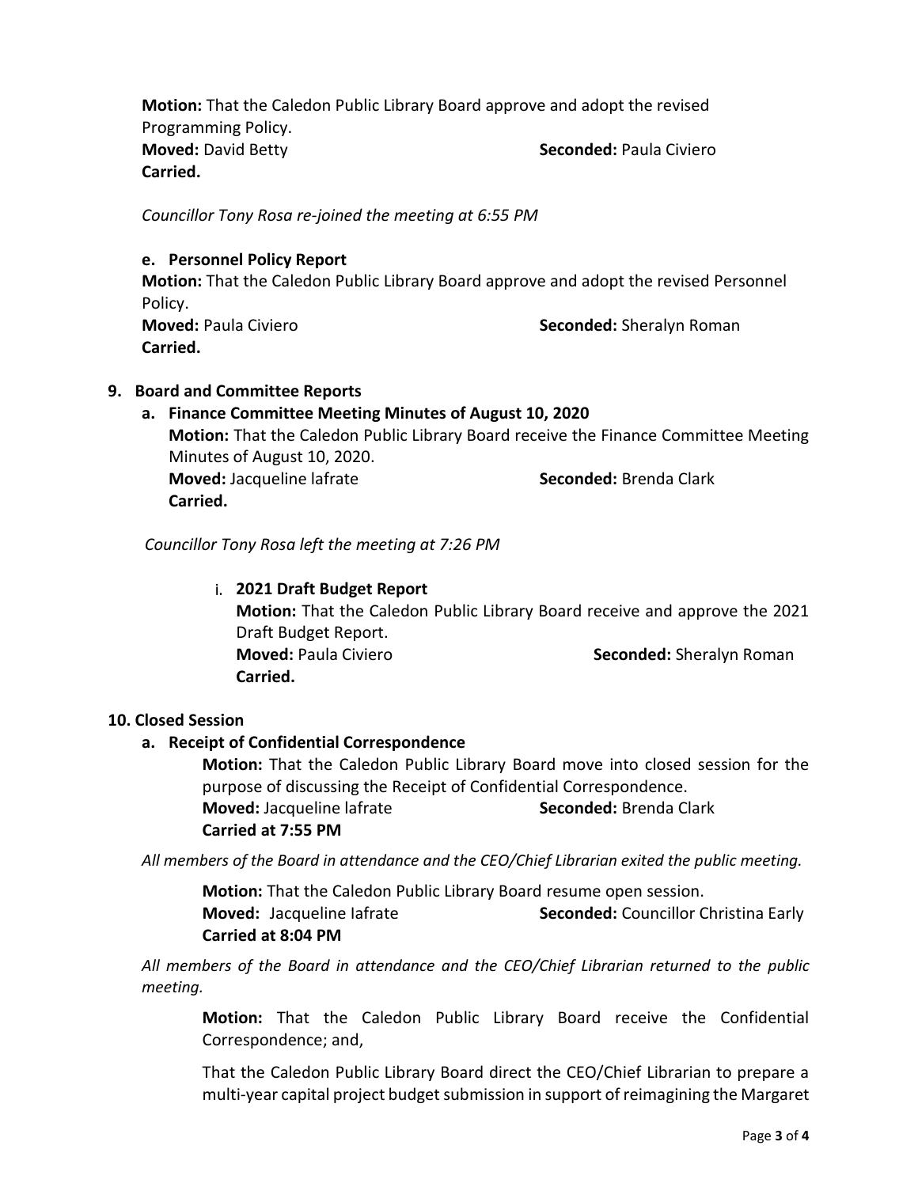**Motion:** That the Caledon Public Library Board approve and adopt the revised Programming Policy.
**Moved:** David Betty **Seconded:** Paula Civiero
**Carried.**

*Councillor Tony Rosa re-joined the meeting at 6:55 PM*

**e. Personnel Policy Report**

**Motion:** That the Caledon Public Library Board approve and adopt the revised Personnel Policy.
**Moved:** Paula Civiero **Seconded:** Sheralyn Roman
**Carried.**

**9. Board and Committee Reports**

**a. Finance Committee Meeting Minutes of August 10, 2020**

**Motion:** That the Caledon Public Library Board receive the Finance Committee Meeting Minutes of August 10, 2020.
**Moved:** Jacqueline lafrate **Seconded:** Brenda Clark
**Carried.**

*Councillor Tony Rosa left the meeting at 7:26 PM*

i. **2021 Draft Budget Report**

**Motion:** That the Caledon Public Library Board receive and approve the 2021 Draft Budget Report.
**Moved:** Paula Civiero **Seconded:** Sheralyn Roman
**Carried.**

**10. Closed Session**

**a. Receipt of Confidential Correspondence**

**Motion:** That the Caledon Public Library Board move into closed session for the purpose of discussing the Receipt of Confidential Correspondence.
**Moved:** Jacqueline lafrate **Seconded:** Brenda Clark
**Carried at 7:55 PM**

*All members of the Board in attendance and the CEO/Chief Librarian exited the public meeting.*

**Motion:** That the Caledon Public Library Board resume open session.
**Moved:** Jacqueline Iafrate **Seconded:** Councillor Christina Early
**Carried at 8:04 PM**

*All members of the Board in attendance and the CEO/Chief Librarian returned to the public meeting.*

**Motion:** That the Caledon Public Library Board receive the Confidential Correspondence; and,

That the Caledon Public Library Board direct the CEO/Chief Librarian to prepare a multi-year capital project budget submission in support of reimagining the Margaret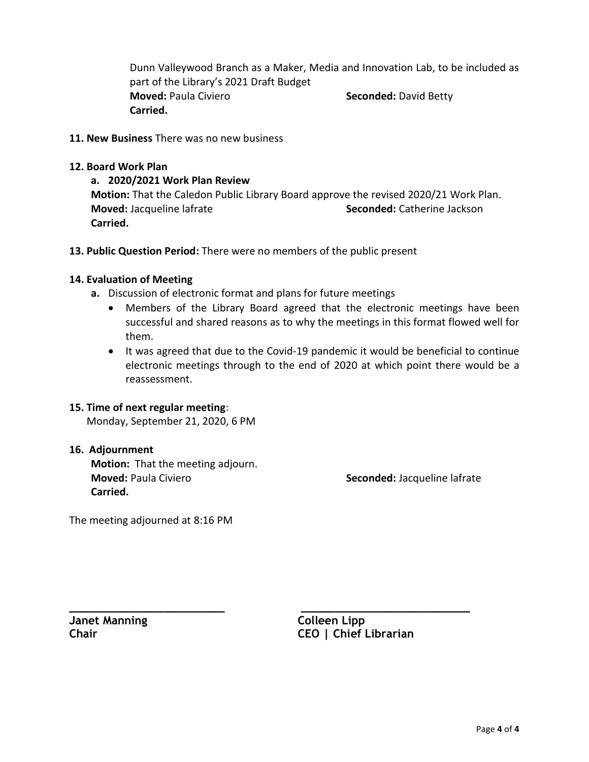Dunn Valleywood Branch as a Maker, Media and Innovation Lab, to be included as part of the Library's 2021 Draft Budget

**Moved:** Paula Civiero **Seconded:** David Betty

**Carried.**

**11. New Business** There was no new business

**12. Board Work Plan**

**a. 2020/2021 Work Plan Review**

**Motion:** That the Caledon Public Library Board approve the revised 2020/21 Work Plan.

**Moved:** Jacqueline lafrate **Seconded:** Catherine Jackson

**Carried.**

**13. Public Question Period:** There were no members of the public present

**14. Evaluation of Meeting**

**a.** Discussion of electronic format and plans for future meetings

- Members of the Library Board agreed that the electronic meetings have been successful and shared reasons as to why the meetings in this format flowed well for them.
- It was agreed that due to the Covid-19 pandemic it would be beneficial to continue electronic meetings through to the end of 2020 at which point there would be a reassessment.

**15. Time of next regular meeting**:

Monday, September 21, 2020, 6 PM

**16. Adjournment**

**Motion:** That the meeting adjourn.

**Moved:** Paula Civiero **Seconded:** Jacqueline lafrate

**Carried.**

The meeting adjourned at 8:16 PM

\_\_\_\_\_\_\_\_\_\_\_\_\_\_\_\_\_\_\_\_\_\_\_\_\_\_
**Janet Manning**
**Chair**

\_\_\_\_\_\_\_\_\_\_\_\_\_\_\_\_\_\_\_\_\_\_\_\_\_\_
**Colleen Lipp**
**CEO | Chief Librarian**